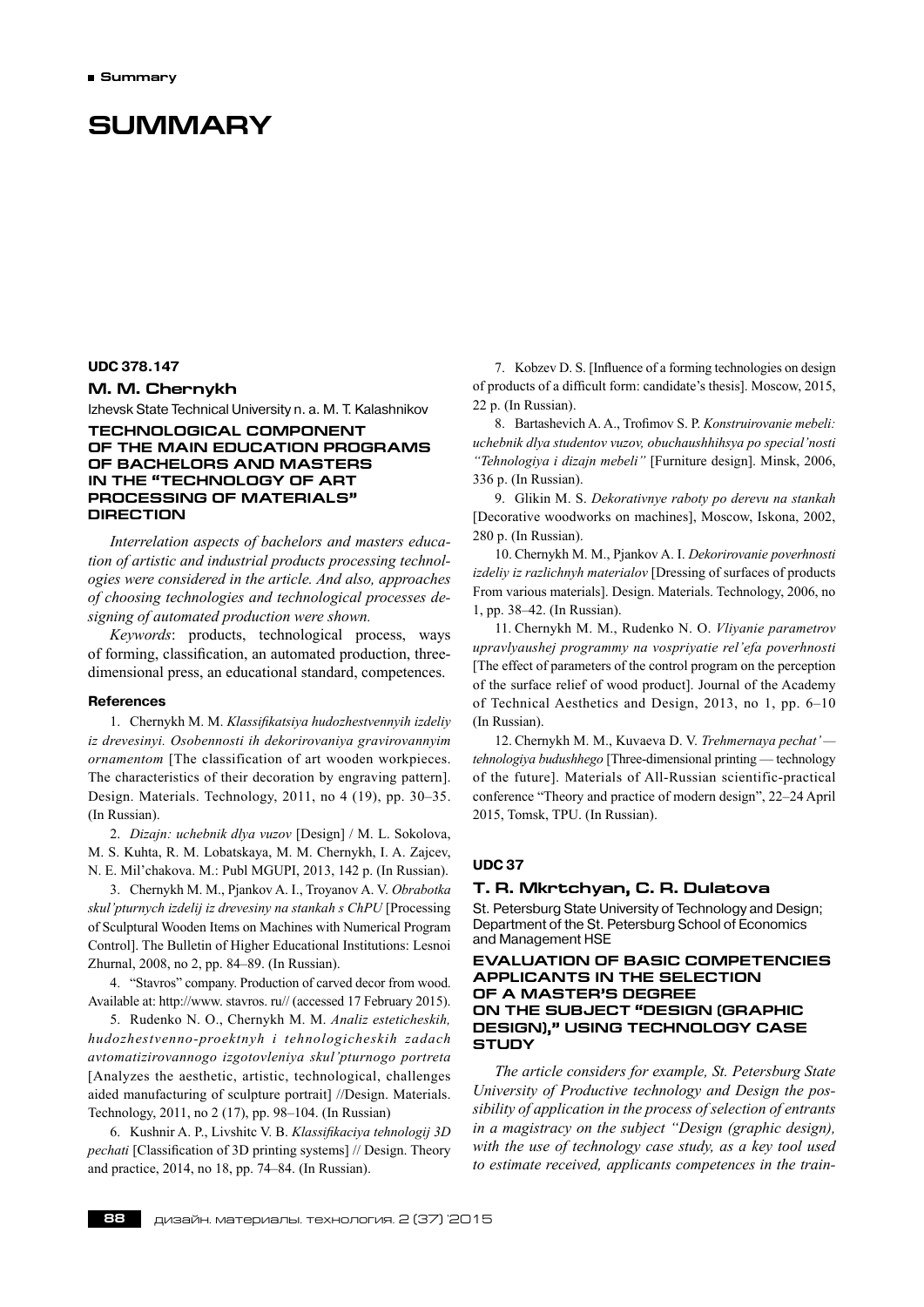# SUMMARY

**UDC 378.147**

### M. M. Chernykh

Izhevsk State Technical University n. a. M. T. Kalashnikov

### TECHNOLOGICAL COMPONENT OF THE MAIN EDUCATION PROGRAMS OF BACHELORS AND MASTERS IN THE "TECHNOLOGY OF ART PROCESSING OF MATERIALS" DIRECTION

*Interrelation aspects of bachelors and masters education of artistic and industrial products processing technologies were considered in the article. And also, approaches of choosing technologies and technological processes designing of automated production were shown.*

*Keywords*: products, technological process, ways of forming, classification, an automated production, three-dimensional press, an educational standard, competences.

#### References

1. Chernykh M. M. *Klassifikatsiya hudozhestvennyih izdeliy iz drevesinyi. Osobennosti ih dekorirovaniya gravirovannyim ornamentom* [The classification of art wooden workpieces. The characteristics of their decoration by engraving pattern]. Design. Materials. Technology, 2011, no 4 (19), pp. 30–35. (In Russian).

2. *Dizajn: uchebnik dlya vuzov* [Design] / M. L. Sokolova, M. S. Kuhta, R. M. Lobatskaya, M. M. Chernykh, I. A. Zajcev, N. E. Mil'chakova. M.: Publ MGUPI, 2013, 142 p. (In Russian).

3. Chernykh M. M., Pjankov A. I., Troyanov A. V. *Obrabotka skul'pturnych izdelij iz drevesiny na stankah s ChPU* [Processing of Sculptural Wooden Items on Machines with Numerical Program Control]. The Bulletin of Higher Educational Institutions: Lesnoi Zhurnal, 2008, no 2, pp. 84–89. (In Russian).

4. "Stavros" company. Production of carved decor from wood. Available at: http://www. stavros. ru// (accessed 17 February 2015).

5. Rudenko N. O., Chernykh M. M. *Analiz esteticheskih, hudozhestvenno-proektnyh i tehnologicheskih zadach avtomatizirovannogo izgotovleniya skul'pturnogo portreta* [Analyzes the aesthetic, artistic, technological, challenges aided manufacturing of sculpture portrait] //Design. Materials. Technology, 2011, no 2 (17), pp. 98–104. (In Russian)

6. Kushnir A. P., Livshitc V. B. *Klassifikaciya tehnologij 3D pechati* [Classification of 3D printing systems] // Design. Theory and practice, 2014, no 18, pp. 74–84. (In Russian).

7. Kobzev D. S. [Influence of a forming technologies on design of products of a difficult form: candidate's thesis]. Moscow, 2015, 22 p. (In Russian).

8. Bartashevich A. A., Trofimov S. P. *Konstruirovanie mebeli: uchebnik dlya studentov vuzov, obuchaushhihsya po special'nosti "Tehnologiya i dizajn mebeli"* [Furniture design]. Minsk, 2006, 336 p. (In Russian).

9. Glikin M. S. *Dekorativnye raboty po derevu na stankah* [Decorative woodworks on machines], Moscow, Iskona, 2002, 280 p. (In Russian).

10. Chernykh M. M., Pjankov A. I. *Dekorirovanie poverhnosti izdeliy iz razlichnyh materialov* [Dressing of surfaces of products From various materials]. Design. Materials. Technology, 2006, no 1, pp. 38–42. (In Russian).

11. Chernykh M. M., Rudenko N. O. *Vliyanie parametrov upravlyaushej programmy na vospriyatie rel'efa poverhnosti* [The effect of parameters of the control program on the perception of the surface relief of wood product]. Journal of the Academy of Technical Aesthetics and Design, 2013, no 1, pp. 6–10 (In Russian).

12. Chernykh M. M., Kuvaeva D. V. *Trehmernaya pechat' — tehnologiya budushhego* [Three-dimensional printing — technology of the future]. Materials of All-Russian scientific-practical conference "Theory and practice of modern design", 22–24 April 2015, Tomsk, TPU. (In Russian).

**UDC 37**

### T. R. Mkrtchyan, C. R. Dulatova

St. Petersburg State University of Technology and Design; Department of the St. Petersburg School of Economics and Management HSE

### EVALUATION OF BASIC COMPETENCIES APPLICANTS IN THE SELECTION OF A MASTER'S DEGREE ON THE SUBJECT "DESIGN (GRAPHIC DESIGN)," USING TECHNOLOGY CASE STUDY

*The article considers for example, St. Petersburg State University of Productive technology and Design the possibility of application in the process of selection of entrants in a magistracy on the subject "Design (graphic design), with the use of technology case study, as a key tool used to estimate received, applicants competences in the train-*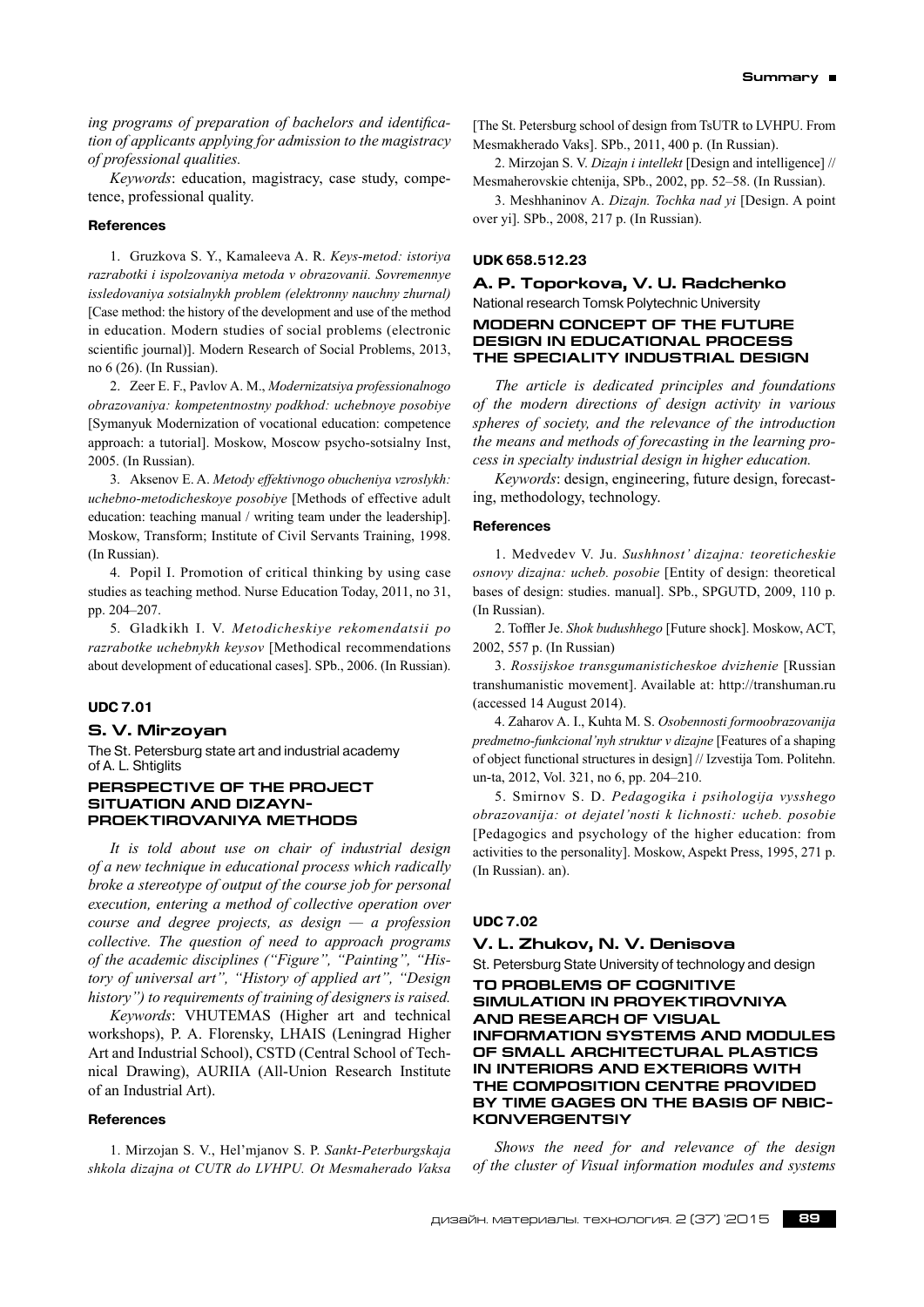*ing programs of preparation of bachelors and identification of applicants applying for admission to the magistracy of professional qualities.*

*Keywords*: education, magistracy, case study, competence, professional quality.

#### References

1. Gruzkova S. Y., Kamaleeva A. R. *Keys-metod: istoriya razrabotki i ispolzovaniya metoda v obrazovanii. Sovremennye issledovaniya sotsialnykh problem (elektronny nauchny zhurnal)* [Case method: the history of the development and use of the method in education. Modern studies of social problems (electronic scientific journal)]. Modern Research of Social Problems, 2013, no 6 (26). (In Russian).

2. Zeer E. F., Pavlov A. M., *Modernizatsiya professionalnogo obrazovaniya: kompetentnostny podkhod: uchebnoye posobiye* [Symanyuk Modernization of vocational education: competence approach: a tutorial]. Moskow, Moscow psycho-sotsialny Inst, 2005. (In Russian).

3. Aksenov E. A. *Metody effektivnogo obucheniya vzroslykh: uchebno-metodicheskoye posobiye* [Methods of effective adult education: teaching manual / writing team under the leadership]. Moskow, Transform; Institute of Civil Servants Training, 1998. (In Russian).

4. Popil I. Promotion of critical thinking by using case studies as teaching method. Nurse Education Today, 2011, no 31, pp. 204–207.

5. Gladkikh I. V. *Metodicheskiye rekomendatsii po razrabotke uchebnykh keysov* [Methodical recommendations about development of educational cases]. SPb., 2006. (In Russian).

#### UDC 7.01

### S. V. Mirzoyan

The St. Petersburg state art and industrial academy of A. L. Shtiglits

### PERSPECTIVE OF THE PROJECT SITUATION AND DIZAYN-PROEKTIROVANIYA METHODS

*It is told about use on chair of industrial design of a new technique in educational process which radically broke a stereotype of output of the course job for personal execution, entering a method of collective operation over course and degree projects, as design — a profession collective. The question of need to approach programs of the academic disciplines ("Figure", "Painting", "History of universal art", "History of applied art", "Design history") to requirements of training of designers is raised.*

*Keywords*: VHUTEMAS (Higher art and technical workshops), P. A. Florensky, LHAIS (Leningrad Higher Art and Industrial School), CSTD (Central School of Technical Drawing), AURIIA (All-Union Research Institute of an Industrial Art).

#### References

1. Mirzojan S. V., Hel'mjanov S. P. *Sankt-Peterburgskaja shkola dizajna ot CUTR do LVHPU. Ot Mesmaherado Vaksa* [The St. Petersburg school of design from TsUTR to LVHPU. From Mesmakherado Vaks]. SPb., 2011, 400 p. (In Russian).

2. Mirzojan S. V. *Dizajn i intellekt* [Design and intelligence] // Mesmaherovskie chtenija, SPb., 2002, pp. 52–58. (In Russian).

3. Meshhaninov A. *Dizajn. Tochka nad yi* [Design. A point over yi]. SPb., 2008, 217 p. (In Russian).

#### UDK 658.512.23

### A. P. Toporkova, V. U. Radchenko

National research Tomsk Polytechnic University

### MODERN CONCEPT OF THE FUTURE DESIGN IN EDUCATIONAL PROCESS THE SPECIALITY INDUSTRIAL DESIGN

*The article is dedicated principles and foundations of the modern directions of design activity in various spheres of society, and the relevance of the introduction the means and methods of forecasting in the learning process in specialty industrial design in higher education.*

*Keywords*: design, engineering, future design, forecasting, methodology, technology.

#### References

1. Medvedev V. Ju. *Sushhnost' dizajna: teoreticheskie osnovy dizajna: ucheb. posobie* [Entity of design: theoretical bases of design: studies. manual]. SPb., SPGUTD, 2009, 110 p. (In Russian).

2. Toffler Je. *Shok budushhego* [Future shock]. Moskow, ACT, 2002, 557 p. (In Russian)

3. *Rossijskoe transgumanisticheskoe dvizhenie* [Russian transhumanistic movement]. Available at: http://transhuman.ru (accessed 14 August 2014).

4. Zaharov A. I., Kuhta M. S. *Osobennosti formoobrazovanija predmetno-funkcional'nyh struktur v dizajne* [Features of a shaping of object functional structures in design] // Izvestija Tom. Politehn. un-ta, 2012, Vol. 321, no 6, pp. 204–210.

5. Smirnov S. D. *Pedagogika i psihologija vysshego obrazovanija: ot dejatel'nosti k lichnosti: ucheb. posobie* [Pedagogics and psychology of the higher education: from activities to the personality]. Moskow, Aspekt Press, 1995, 271 p. (In Russian). an).

#### UDC 7.02

### V. L. Zhukov, N. V. Denisova

St. Petersburg State University of technology and design

### TO PROBLEMS OF COGNITIVE SIMULATION IN PROYEKTIROVNIYA AND RESEARCH OF VISUAL INFORMATION SYSTEMS AND MODULES OF SMALL ARCHITECTURAL PLASTICS IN INTERIORS AND EXTERIORS WITH THE COMPOSITION CENTRE PROVIDED BY TIME GAGES ON THE BASIS OF NBIC-KONVERGENTSIY

*Shows the need for and relevance of the design of the cluster of Visual information modules and systems*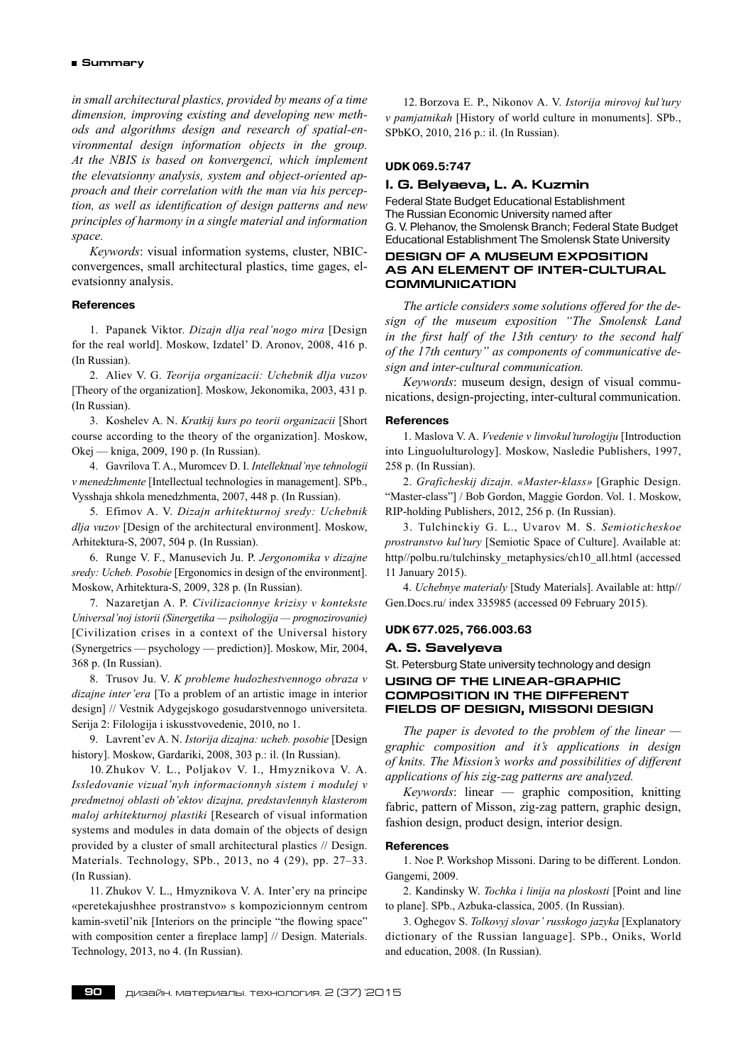*in small architectural plastics, provided by means of a time dimension, improving existing and developing new methods and algorithms design and research of spatial-environmental design information objects in the group. At the NBIS is based on konvergenci, which implement the elevatsionny analysis, system and object-oriented approach and their correlation with the man via his perception, as well as identification of design patterns and new principles of harmony in a single material and information space.*

*Keywords*: visual information systems, cluster, NBIC-convergences, small architectural plastics, time gages, elevatsionny analysis.

#### References

1. Papanek Viktor. *Dizajn dlja real'nogo mira* [Design for the real world]. Moskow, Izdatel' D. Aronov, 2008, 416 p. (In Russian).

2. Aliev V. G. *Teorija organizacii: Uchebnik dlja vuzov* [Theory of the organization]. Moskow, Jekonomika, 2003, 431 p. (In Russian).

3. Koshelev A. N. *Kratkij kurs po teorii organizacii* [Short course according to the theory of the organization]. Moskow, Okej — kniga, 2009, 190 p. (In Russian).

4. Gavrilova T. A., Muromcev D. I. *Intellektual'nye tehnologii v menedzhmente* [Intellectual technologies in management]. SPb., Vysshaja shkola menedzhmenta, 2007, 448 p. (In Russian).

5. Efimov A. V. *Dizajn arhitekturnoj sredy: Uchebnik dlja vuzov* [Design of the architectural environment]. Moskow, Arhitektura-S, 2007, 504 p. (In Russian).

6. Runge V. F., Manusevich Ju. P. *Jergonomika v dizajne sredy: Ucheb. Posobie* [Ergonomics in design of the environment]. Moskow, Arhitektura-S, 2009, 328 p. (In Russian).

7. Nazaretjan A. P. *Civilizacionnye krizisy v kontekste Universal'noj istorii (Sinergetika — psihologija — prognozirovanie)* [Civilization crises in a context of the Universal history (Synergetrics — psychology — prediction)]. Moskow, Mir, 2004, 368 p. (In Russian).

8. Trusov Ju. V. *K probleme hudozhestvennogo obraza v dizajne inter'era* [To a problem of an artistic image in interior design] // Vestnik Adygejskogo gosudarstvennogo universiteta. Serija 2: Filologija i iskusstvovedenie, 2010, no 1.

9. Lavrent'ev A. N. *Istorija dizajna: ucheb. posobie* [Design history]. Moskow, Gardariki, 2008, 303 p.: il. (In Russian).

10. Zhukov V. L., Poljakov V. I., Hmyznikova V. A. *Issledovanie vizual'nyh informacionnyh sistem i modulej v predmetnoj oblasti ob'ektov dizajna, predstavlennyh klasterom maloj arhitekturnoj plastiki* [Research of visual information systems and modules in data domain of the objects of design provided by a cluster of small architectural plastics // Design. Materials. Technology, SPb., 2013, no 4 (29), pp. 27–33. (In Russian).

11. Zhukov V. L., Hmyznikova V. A. Inter'ery na principe «peretekajushhee prostranstvo» s kompozicionnym centrom kamin-svetil'nik [Interiors on the principle "the flowing space" with composition center a fireplace lamp] // Design. Materials. Technology, 2013, no 4. (In Russian).

12. Borzova E. P., Nikonov A. V. *Istorija mirovoj kul'tury v pamjatnikah* [History of world culture in monuments]. SPb., SPbKO, 2010, 216 p.: il. (In Russian).

#### UDK 069.5:747

### I. G. Belyaeva, L. A. Kuzmin

Federal State Budget Educational Establishment The Russian Economic University named after G. V. Plehanov, the Smolensk Branch; Federal State Budget Educational Establishment The Smolensk State University

## DESIGN OF A MUSEUM EXPOSITION AS AN ELEMENT OF INTER-CULTURAL COMMUNICATION

*The article considers some solutions offered for the design of the museum exposition "The Smolensk Land in the first half of the 13th century to the second half of the 17th century" as components of communicative design and inter-cultural communication.*

*Keywords*: museum design, design of visual communications, design-projecting, inter-cultural communication.

#### References

1. Maslova V. A. *Vvedenie v linvokul'turologiju* [Introduction into Lingulolturology]. Moskow, Nasledie Publishers, 1997, 258 p. (In Russian).

2. *Graficheskij dizajn. «Master-klass»* [Graphic Design. "Master-class"] / Bob Gordon, Maggie Gordon. Vol. 1. Moskow, RIP-holding Publishers, 2012, 256 p. (In Russian).

3. Tulchinckiy G. L., Uvarov M. S. *Semioticheskoe prostranstvo kul'tury* [Semiotic Space of Culture]. Available at: http//polbu.ru/tulchinsky_metaphysics/ch10_all.html (accessed 11 January 2015).

4. *Uchebnye materialy* [Study Materials]. Available at: http// Gen.Docs.ru/ index 335985 (accessed 09 February 2015).

#### UDK 677.025, 766.003.63

### A. S. Savelyeva

St. Petersburg State university technology and design

## USING OF THE LINEAR-GRAPHIC COMPOSITION IN THE DIFFERENT FIELDS OF DESIGN, MISSONI DESIGN

*The paper is devoted to the problem of the linear — graphic composition and it's applications in design of knits. The Mission's works and possibilities of different applications of his zig-zag patterns are analyzed.*

*Keywords*: linear — graphic composition, knitting fabric, pattern of Misson, zig-zag pattern, graphic design, fashion design, product design, interior design.

#### References

1. Noe P. Workshop Missoni. Daring to be different. London. Gangemi, 2009.

2. Kandinsky W. *Tochka i linija na ploskosti* [Point and line to plane]. SPb., Azbuka-classica, 2005. (In Russian).

3. Oghegov S. *Tolkovyj slovar' russkogo jazyka* [Explanatory dictionary of the Russian language]. SPb., Oniks, World and education, 2008. (In Russian).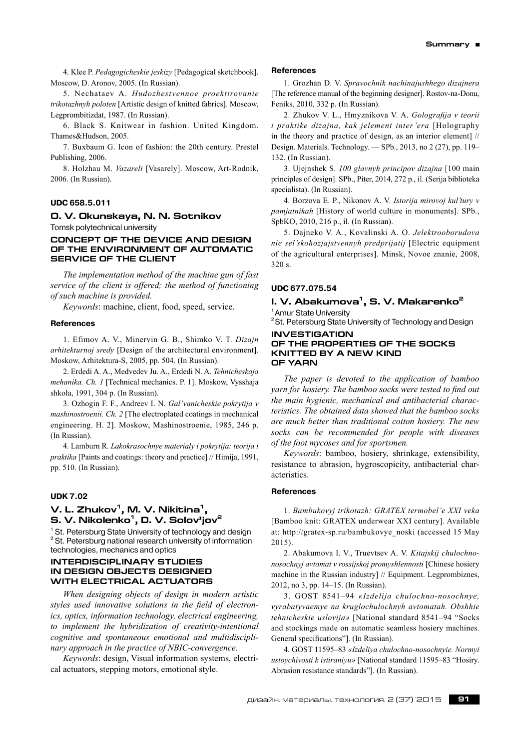4. Klee P. *Pedagogicheskie jeskizy* [Pedagogical sketchbook]. Moscow, D. Aronov, 2005. (In Russian).

5. Nechataev A. *Hudozhestvennoe proektirovanie trikotazhnyh poloten* [Artistic design of knitted fabrics]. Moscow, Legprombitizdat, 1987. (In Russian).

6. Black S. Knitwear in fashion. United Kingdom. Thames&Hudson, 2005.

7. Buxbaum G. Icon of fashion: the 20th century. Prestel Publishing, 2006.

8. Holzhau M. *Vazareli* [Vasarely]. Moscow, Art-Rodnik, 2006. (In Russian).

#### UDC 658.5.011

### O. V. Okunskaya, N. N. Sotnikov

Tomsk polytechnical university

## CONCEPT OF THE DEVICE AND DESIGN OF THE ENVIRONMENT OF AUTOMATIC SERVICE OF THE CLIENT

*The implementation method of the machine gun of fast service of the client is offered; the method of functioning of such machine is provided.*

*Keywords*: machine, client, food, speed, service.

#### References

1. Efimov A. V., Minervin G. B., Shimko V. T. *Dizajn arhitekturnoj sredy* [Design of the architectural environment]. Moskow, Arhitektura-S, 2005, pp. 504. (In Russian).

2. Erdedi A. A., Medvedev Ju. A., Erdedi N. A. *Tehnicheskaja mehanika. Ch. 1* [Technical mechanics. P. 1]. Moskow, Vysshaja shkola, 1991, 304 p. (In Russian).

3. Ozhogin F. F., Andreev I. N. *Gal'vanicheskie pokrytija v mashinostroenii. Ch. 2* [The electroplated coatings in mechanical engineering. H. 2]. Moskow, Mashinostroenie, 1985, 246 p. (In Russian).

4. Lamburn R. *Lakokrasochnye materialy i pokrytija: teorija i praktika* [Paints and coatings: theory and practice] // Himija, 1991, pp. 510. (In Russian).

#### UDK 7.02

### V. L. Zhukov[1], M. V. Nikitina[1], S. V. Nikolenko[1], D. V. Solov'jov[2]

[1] St. Petersburg State University of technology and design
[2] St. Petersburg national research university of information technologies, mechanics and optics

## INTERDISCIPLINARY STUDIES IN DESIGN OBJECTS DESIGNED WITH ELECTRICAL ACTUATORS

*When designing objects of design in modern artistic styles used innovative solutions in the field of electronics, optics, information technology, electrical engineering, to implement the hybridization of creativity-intentional cognitive and spontaneous emotional and multidisciplinary approach in the practice of NBIC-convergence.*

*Keywords*: design, Visual information systems, electrical actuators, stepping motors, emotional style.

#### References

1. Grozhan D. V. *Spravochnik nachinajushhego dizajnera* [The reference manual of the beginning designer]. Rostov-na-Donu, Feniks, 2010, 332 p. (In Russian).

2. Zhukov V. L., Hmyznikova V. A. *Golografija v teorii i praktike dizajna, kak jelement inter'era* [Holography in the theory and practice of design, as an interior element] // Design. Materials. Technology. — SPb., 2013, no 2 (27), pp. 119–132. (In Russian).

3. Ujejnshek S. *100 glavnyh principov dizajna* [100 main principles of design]. SPb., Piter, 2014, 272 p., il. (Serija biblioteka specialista). (In Russian).

4. Borzova E. P., Nikonov A. V. *Istorija mirovoj kul'tury v pamjatnikah* [History of world culture in monuments]. SPb., SpbKO, 2010, 216 p., il. (In Russian).

5. Dajneko V. A., Kovalinski A. O. *Jelektrooborudova nie sel'skohozjajstvennyh predprijatij* [Electric equipment of the agricultural enterprises]. Minsk, Novoe znanie, 2008, 320 s.

#### UDC 677.075.54

### I. V. Abakumova[1], S. V. Makarenko[2]

[1] Amur State University
[2] St. Petersburg State University of Technology and Design

## INVESTIGATION OF THE PROPERTIES OF THE SOCKS KNITTED BY A NEW KIND OF YARN

*The paper is devoted to the application of bamboo yarn for hosiery. The bamboo socks were tested to find out the main hygienic, mechanical and antibacterial characteristics. The obtained data showed that the bamboo socks are much better than traditional cotton hosiery. The new socks can be recommended for people with diseases of the foot mycoses and for sportsmen.*

*Keywords*: bamboo, hosiery, shrinkage, extensibility, resistance to abrasion, hygroscopicity, antibacterial characteristics.

#### References

1. *Bambukovyj trikotazh: GRATEX termobel'e XXI veka* [Bamboo knit: GRATEX underwear XXI century]. Available at: http://gratex-sp.ru/bambukovye_noski (accessed 15 May 2015).

2. Abakumova I. V., Truevtsev A. V. *Kitajskij chulochno-nosochnyj avtomat v rossijskoj promyshlennosti* [Chinese hosiery machine in the Russian industry] // Equipment. Legprombiznes, 2012, no 3, pp. 14–15. (In Russian).

3. GOST 8541–94 *«Izdelija chulochno-nosochnye, vyrabatyvaemye na kruglochulochnyh avtomatah. Obshhie tehnicheskie uslovija»* [National standard 8541–94 "Socks and stockings made on automatic seamless hosiery machines. General specifications"]. (In Russian).

4. GOST 11595–83 *«Izdeliya chulochno-nosochnyie. Normyi ustoychivosti k istiraniyu»* [National standard 11595–83 "Hosiery. Abrasion resistance standards"]. (In Russian).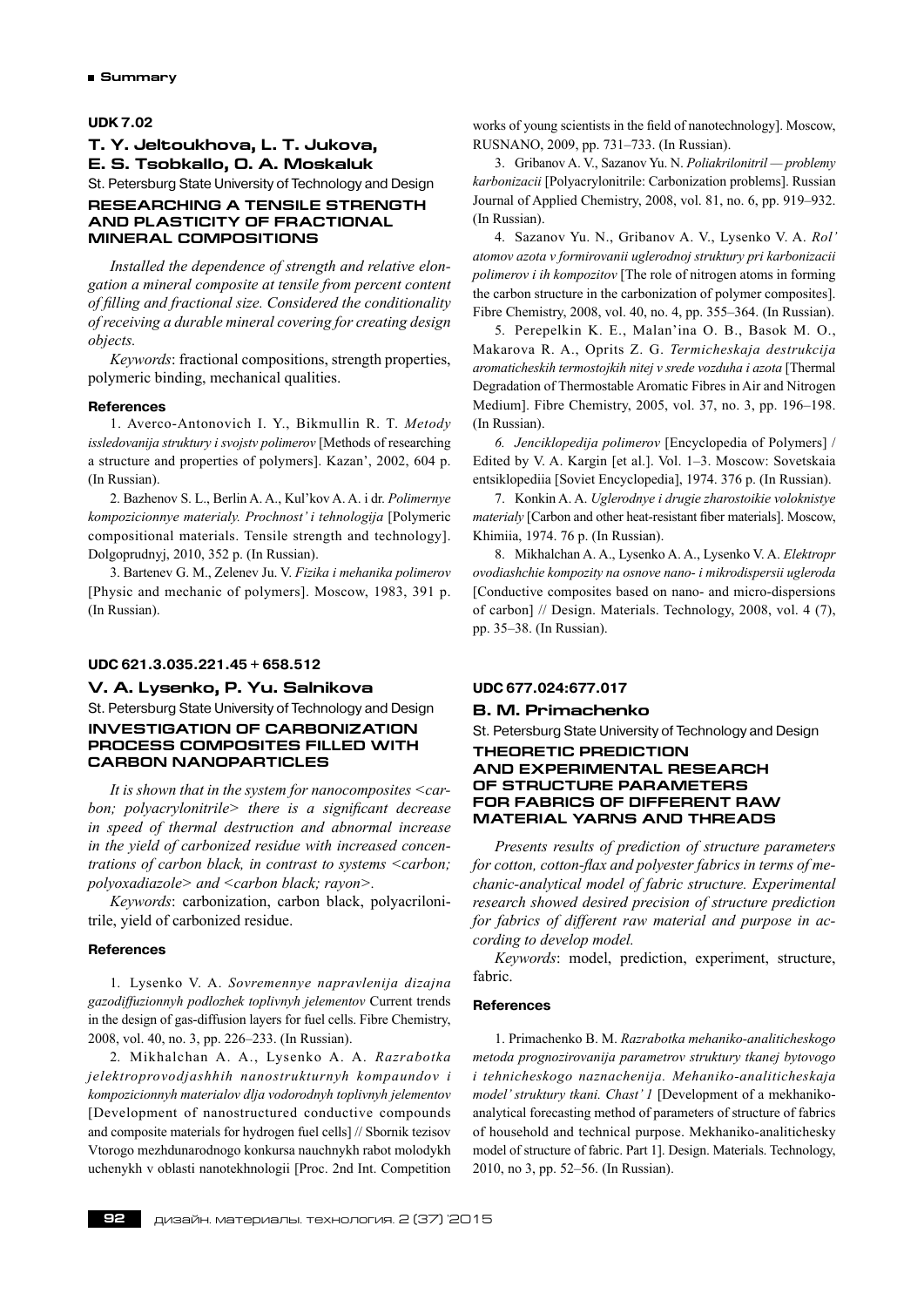**UDK 7.02**

### T. Y. Jeltoukhova, L. T. Jukova, E. S. Tsobkallo, O. A. Moskaluk

St. Petersburg State University of Technology and Design

## RESEARCHING A TENSILE STRENGTH AND PLASTICITY OF FRACTIONAL MINERAL COMPOSITIONS

*Installed the dependence of strength and relative elongation a mineral composite at tensile from percent content of filling and fractional size. Considered the conditionality of receiving a durable mineral covering for creating design objects.*

*Keywords*: fractional compositions, strength properties, polymeric binding, mechanical qualities.

#### References

1. Averco-Antonovich I. Y., Bikmullin R. T. *Metody issledovanija struktury i svojstv polimerov* [Methods of researching a structure and properties of polymers]. Kazan', 2002, 604 p. (In Russian).

2. Bazhenov S. L., Berlin A. A., Kul'kov A. A. i dr. *Polimernye kompozicionnye materialy. Prochnost' i tehnologija* [Polymeric compositional materials. Tensile strength and technology]. Dolgoprudnyj, 2010, 352 p. (In Russian).

3. Bartenev G. M., Zelenev Ju. V. *Fizika i mehanika polimerov* [Physic and mechanic of polymers]. Moscow, 1983, 391 p. (In Russian).

**UDC 621.3.035.221.45 + 658.512**

### V. A. Lysenko, P. Yu. Salnikova

St. Petersburg State University of Technology and Design

## INVESTIGATION OF CARBONIZATION PROCESS COMPOSITES FILLED WITH CARBON NANOPARTICLES

*It is shown that in the system for nanocomposites <carbon; polyacrylonitrile> there is a significant decrease in speed of thermal destruction and abnormal increase in the yield of carbonized residue with increased concentrations of carbon black, in contrast to systems <carbon; polyoxadiazole> and <carbon black; rayon>.*

*Keywords*: carbonization, carbon black, polyacrilonitrile, yield of carbonized residue.

#### References

1. Lysenko V. A. *Sovremennye napravlenija dizajna gazodiffuzionnyh podlozhek toplivnyh jelementov* Current trends in the design of gas-diffusion layers for fuel cells. Fibre Chemistry, 2008, vol. 40, no. 3, pp. 226–233. (In Russian).

2. Mikhalchan A. A., Lysenko A. A. *Razrabotka jelektroprovodjashhih nanostrukturnyh kompaundov i kompozicionnyh materialov dlja vodorodnyh toplivnyh jelementov* [Development of nanostructured conductive compounds and composite materials for hydrogen fuel cells] // Sbornik tezisov Vtorogo mezhdunarodnogo konkursa nauchnykh rabot molodykh uchenykh v oblasti nanotekhnologii [Proc. 2nd Int. Competition works of young scientists in the field of nanotechnology]. Moscow, RUSNANO, 2009, pp. 731–733. (In Russian).

3. Gribanov A. V., Sazanov Yu. N. *Poliakrilonitril — problemy karbonizacii* [Polyacrylonitrile: Carbonization problems]. Russian Journal of Applied Chemistry, 2008, vol. 81, no. 6, pp. 919–932. (In Russian).

4. Sazanov Yu. N., Gribanov A. V., Lysenko V. A. *Rol' atomov azota v formirovanii uglerodnoj struktury pri karbonizacii polimerov i ih kompozitov* [The role of nitrogen atoms in forming the carbon structure in the carbonization of polymer composites]. Fibre Chemistry, 2008, vol. 40, no. 4, pp. 355–364. (In Russian).

5. Perepelkin K. E., Malan'ina O. B., Basok M. O., Makarova R. A., Oprits Z. G. *Termicheskaja destrukcija aromaticheskih termostojkih nitej v srede vozduha i azota* [Thermal Degradation of Thermostable Aromatic Fibres in Air and Nitrogen Medium]. Fibre Chemistry, 2005, vol. 37, no. 3, pp. 196–198. (In Russian).

6. *Jenciklopedija polimerov* [Encyclopedia of Polymers] / Edited by V. A. Kargin [et al.]. Vol. 1–3. Moscow: Sovetskaia entsiklopediia [Soviet Encyclopedia], 1974. 376 p. (In Russian).

7. Konkin A. A. *Uglerodnye i drugie zharostoikie voloknistye materialy* [Carbon and other heat-resistant fiber materials]. Moscow, Khimiia, 1974. 76 p. (In Russian).

8. Mikhalchan A. A., Lysenko A. A., Lysenko V. A. *Elektropr ovodiashchie kompozity na osnove nano- i mikrodispersii ugleroda* [Conductive composites based on nano- and micro-dispersions of carbon] // Design. Materials. Technology, 2008, vol. 4 (7), pp. 35–38. (In Russian).

**UDC 677.024:677.017**

### B. M. Primachenko

St. Petersburg State University of Technology and Design

## THEORETIC PREDICTION AND EXPERIMENTAL RESEARCH OF STRUCTURE PARAMETERS FOR FABRICS OF DIFFERENT RAW MATERIAL YARNS AND THREADS

*Presents results of prediction of structure parameters for cotton, cotton-flax and polyester fabrics in terms of mechanic-analytical model of fabric structure. Experimental research showed desired precision of structure prediction for fabrics of different raw material and purpose in according to develop model.*

*Keywords*: model, prediction, experiment, structure, fabric.

#### References

1. Primachenko B. M. *Razrabotka mehaniko-analiticheskogo metoda prognozirovanija parametrov struktury tkanej bytovogo i tehnicheskogo naznachenija. Mehaniko-analiticheskaja model' struktury tkani. Chast' 1* [Development of a mekhaniko-analytical forecasting method of parameters of structure of fabrics of household and technical purpose. Mekhaniko-analitichesky model of structure of fabric. Part 1]. Design. Materials. Technology, 2010, no 3, pp. 52–56. (In Russian).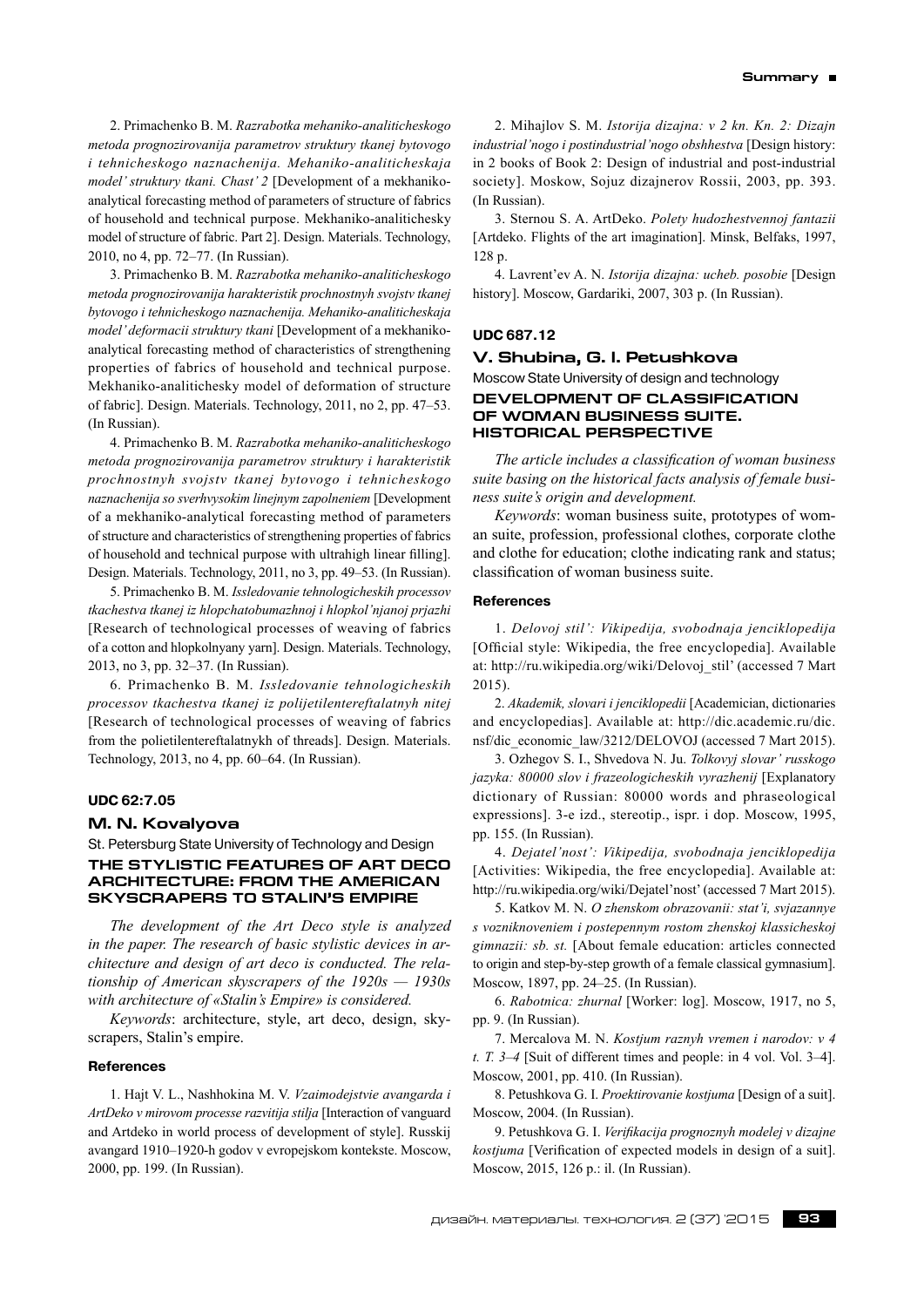2. Primachenko B. M. *Razrabotka mehaniko-analiticheskogo metoda prognozirovanija parametrov struktury tkanej bytovogo i tehnicheskogo naznachenija. Mehaniko-analiticheskaja model' struktury tkani. Chast' 2* [Development of a mekhaniko-analytical forecasting method of parameters of structure of fabrics of household and technical purpose. Mekhaniko-analitichesky model of structure of fabric. Part 2]. Design. Materials. Technology, 2010, no 4, pp. 72–77. (In Russian).

3. Primachenko B. M. *Razrabotka mehaniko-analiticheskogo metoda prognozirovanija harakteristik prochnostnyh svojstv tkanej bytovogo i tehnicheskogo naznachenija. Mehaniko-analiticheskaja model' deformacii struktury tkani* [Development of a mekhaniko-analytical forecasting method of characteristics of strengthening properties of fabrics of household and technical purpose. Mekhaniko-analitichesky model of deformation of structure of fabric]. Design. Materials. Technology, 2011, no 2, pp. 47–53. (In Russian).

4. Primachenko B. M. *Razrabotka mehaniko-analiticheskogo metoda prognozirovanija parametrov struktury i harakteristik prochnostnyh svojstv tkanej bytovogo i tehnicheskogo naznachenija so sverhvysokim linejnym zapolneniem* [Development of a mekhaniko-analytical forecasting method of parameters of structure and characteristics of strengthening properties of fabrics of household and technical purpose with ultrahigh linear filling]. Design. Materials. Technology, 2011, no 3, pp. 49–53. (In Russian).

5. Primachenko B. M. *Issledovanie tehnologicheskih processov tkachestva tkanej iz hlopchatobumazhnoj i hlopkol'njanoj prjazhi* [Research of technological processes of weaving of fabrics of a cotton and hlopkolnyany yarn]. Design. Materials. Technology, 2013, no 3, pp. 32–37. (In Russian).

6. Primachenko B. M. *Issledovanie tehnologicheskih processov tkachestva tkanej iz polijetilentereftalatnyh nitej* [Research of technological processes of weaving of fabrics from the polietilentereftalatnykh of threads]. Design. Materials. Technology, 2013, no 4, pp. 60–64. (In Russian).

#### UDC 62:7.05

### M. N. Kovalyova

St. Petersburg State University of Technology and Design

## THE STYLISTIC FEATURES OF ART DECO ARCHITECTURE: FROM THE AMERICAN SKYSCRAPERS TO STALIN'S EMPIRE

*The development of the Art Deco style is analyzed in the paper. The research of basic stylistic devices in architecture and design of art deco is conducted. The relationship of American skyscrapers of the 1920s — 1930s with architecture of «Stalin's Empire» is considered.*

*Keywords*: architecture, style, art deco, design, skyscrapers, Stalin's empire.

#### References

1. Hajt V. L., Nashhokina M. V. *Vzaimodejstvie avangarda i ArtDeko v mirovom processe razvitija stilja* [Interaction of vanguard and Artdeko in world process of development of style]. Russkij avangard 1910–1920-h godov v evropejskom kontekste. Moscow, 2000, pp. 199. (In Russian).

2. Mihajlov S. M. *Istorija dizajna: v 2 kn. Kn. 2: Dizajn industrial'nogo i postindustrial'nogo obshhestva* [Design history: in 2 books of Book 2: Design of industrial and post-industrial society]. Moskow, Sojuz dizajnerov Rossii, 2003, pp. 393. (In Russian).

3. Sternou S. A. ArtDeko. *Polety hudozhestvennoj fantazii* [Artdeko. Flights of the art imagination]. Minsk, Belfaks, 1997, 128 p.

4. Lavrent'ev A. N. *Istorija dizajna: ucheb. posobie* [Design history]. Moscow, Gardariki, 2007, 303 p. (In Russian).

#### UDC 687.12

### V. Shubina, G. I. Petushkova

Moscow State University of design and technology

## DEVELOPMENT OF CLASSIFICATION OF WOMAN BUSINESS SUITE. HISTORICAL PERSPECTIVE

*The article includes a classification of woman business suite basing on the historical facts analysis of female business suite's origin and development.*

*Keywords*: woman business suite, prototypes of woman suite, profession, professional clothes, corporate clothe and clothe for education; clothe indicating rank and status; classification of woman business suite.

#### References

1. *Delovoj stil': Vikipedija, svobodnaja jenciklopedija* [Official style: Wikipedia, the free encyclopedia]. Available at: http://ru.wikipedia.org/wiki/Delovoj_stil' (accessed 7 Mart 2015).

2. *Akademik, slovari i jenciklopedii* [Academician, dictionaries and encyclopedias]. Available at: http://dic.academic.ru/dic.nsf/dic_economic_law/3212/DELOVOJ (accessed 7 Mart 2015).

3. Ozhegov S. I., Shvedova N. Ju. *Tolkovyj slovar' russkogo jazyka: 80000 slov i frazeologicheskih vyrazhenij* [Explanatory dictionary of Russian: 80000 words and phraseological expressions]. 3-e izd., stereotip., ispr. i dop. Moscow, 1995, pp. 155. (In Russian).

4. *Dejatel'nost': Vikipedija, svobodnaja jenciklopedija* [Activities: Wikipedia, the free encyclopedia]. Available at: http://ru.wikipedia.org/wiki/Dejatel'nost' (accessed 7 Mart 2015).

5. Katkov M. N. *O zhenskom obrazovanii: stat'i, svjazannye s vozniknoveniem i postepennym rostom zhenskoj klassicheskoj gimnazii: sb. st.* [About female education: articles connected to origin and step-by-step growth of a female classical gymnasium]. Moscow, 1897, pp. 24–25. (In Russian).

6. *Rabotnica: zhurnal* [Worker: log]. Moscow, 1917, no 5, pp. 9. (In Russian).

7. Mercalova M. N. *Kostjum raznyh vremen i narodov: v 4 t. T. 3–4* [Suit of different times and people: in 4 vol. Vol. 3–4]. Moscow, 2001, pp. 410. (In Russian).

8. Petushkova G. I. *Proektirovanie kostjuma* [Design of a suit]. Moscow, 2004. (In Russian).

9. Petushkova G. I. *Verifikacija prognoznyh modelej v dizajne kostjuma* [Verification of expected models in design of a suit]. Moscow, 2015, 126 p.: il. (In Russian).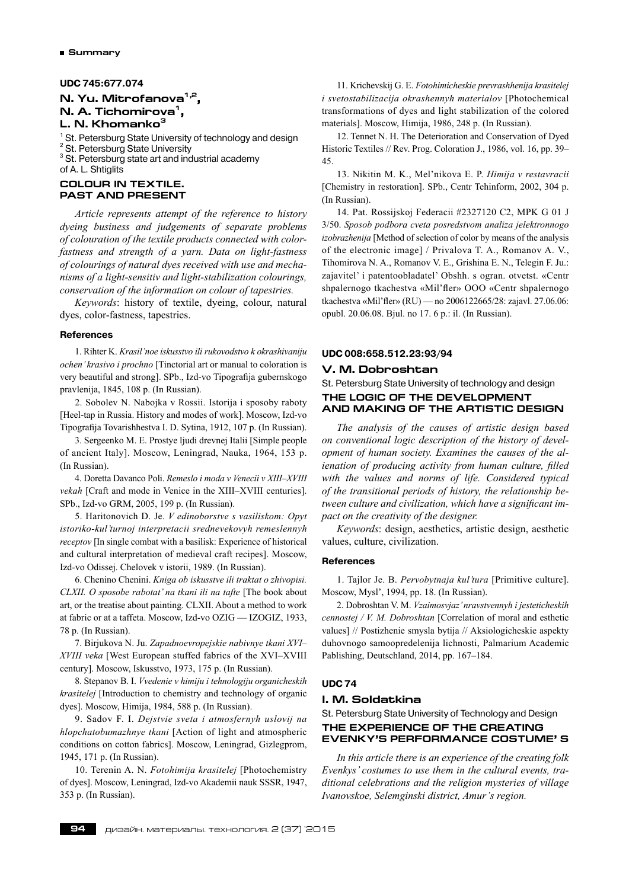**UDC 745:677.074**

### N. Yu. Mitrofanova[1,2], N. A. Tichomirova[1], L. N. Khomanko[3]

[1] St. Petersburg State University of technology and design
[2] St. Petersburg State University
[3] St. Petersburg state art and industrial academy of A. L. Shtiglits

## COLOUR IN TEXTILE. PAST AND PRESENT

*Article represents attempt of the reference to history dyeing business and judgements of separate problems of colouration of the textile products connected with color-fastness and strength of a yarn. Data on light-fastness of colourings of natural dyes received with use and mechanisms of a light-sensitiv and light-stabilization colourings, conservation of the information on colour of tapestries.*

*Keywords*: history of textile, dyeing, colour, natural dyes, color-fastness, tapestries.

#### References

1. Rihter K. *Krasil'noe iskusstvo ili rukovodstvo k okrashivaniju ochen' krasivo i prochno* [Tinctorial art or manual to coloration is very beautiful and strong]. SPb., Izd-vo Tipografija gubernskogo pravlenija, 1845, 108 p. (In Russian).

2. Sobolev N. Nabojka v Rossii. Istorija i sposoby raboty [Heel-tap in Russia. History and modes of work]. Moscow, Izd-vo Tipografija Tovarishhestva I. D. Sytina, 1912, 107 p. (In Russian).

3. Sergeenko M. E. Prostye ljudi drevnej Italii [Simple people of ancient Italy]. Moscow, Leningrad, Nauka, 1964, 153 p. (In Russian).

4. Doretta Davanco Poli. *Remeslo i moda v Venecii v XIII–XVIII vekah* [Craft and mode in Venice in the XIII–XVIII centuries]. SPb., Izd-vo GRM, 2005, 199 p. (In Russian).

5. Haritonovich D. Je. *V edinoborstve s vasiliskom: Opyt istoriko-kul'turnoj interpretacii srednevekovyh remeslennyh receptov* [In single combat with a basilisk: Experience of historical and cultural interpretation of medieval craft recipes]. Moscow, Izd-vo Odissej. Chelovek v istorii, 1989. (In Russian).

6. Chenino Chenini. *Kniga ob iskusstve ili traktat o zhivopisi. CLXII. O sposobe rabotat' na tkani ili na tafte* [The book about art, or the treatise about painting. CLXII. About a method to work at fabric or at a taffeta. Moscow, Izd-vo OZIG — IZOGIZ, 1933, 78 p. (In Russian).

7. Birjukova N. Ju. *Zapadnoevropejskie nabivnye tkani XVI–XVIII veka* [West European stuffed fabrics of the XVI–XVIII century]. Moscow, Iskusstvo, 1973, 175 p. (In Russian).

8. Stepanov B. I. *Vvedenie v himiju i tehnologiju organicheskih krasitelej* [Introduction to chemistry and technology of organic dyes]. Moscow, Himija, 1984, 588 p. (In Russian).

9. Sadov F. I. *Dejstvie sveta i atmosfernyh uslovij na hlopchatobumazhnye tkani* [Action of light and atmospheric conditions on cotton fabrics]. Moscow, Leningrad, Gizlegprom, 1945, 171 p. (In Russian).

10. Terenin A. N. *Fotohimija krasitelej* [Photochemistry of dyes]. Moscow, Leningrad, Izd-vo Akademii nauk SSSR, 1947, 353 p. (In Russian).

11. Krichevskij G. E. *Fotohimicheskie prevrashhenija krasitelej i svetostabilizacija okrashennyh materialov* [Photochemical transformations of dyes and light stabilization of the colored materials]. Moscow, Himija, 1986, 248 p. (In Russian).

12. Tennet N. H. The Deterioration and Conservation of Dyed Historic Textiles // Rev. Prog. Coloration J., 1986, vol. 16, pp. 39–45.

13. Nikitin M. K., Mel'nikova E. P. *Himija v restavracii* [Chemistry in restoration]. SPb., Centr Tehinform, 2002, 304 p. (In Russian).

14. Pat. Rossijskoj Federacii #2327120 C2, MPK G 01 J 3/50. *Sposob podbora cveta posredstvom analiza jelektronnogo izobrazhenija* [Method of selection of color by means of the analysis of the electronic image] / Privalova T. A., Romanov A. V., Tihomirova N. A., Romanov V. E., Grishina E. N., Telegin F. Ju.: zajavitel' i patentoobladatel' Obshh. s ogran. otvetst. «Centr shpalernogo tkachestva «Mil'fler» OOO «Centr shpalernogo tkachestva «Mil'fler» (RU) — no 2006122665/28: zajavl. 27.06.06: opubl. 20.06.08. Bjul. no 17. 6 p.: il. (In Russian).

**UDC 008:658.512.23:93/94**

### V. M. Dobroshtan

St. Petersburg State University of technology and design

## THE LOGIC OF THE DEVELOPMENT AND MAKING OF THE ARTISTIC DESIGN

*The analysis of the causes of artistic design based on conventional logic description of the history of development of human society. Examines the causes of the alienation of producing activity from human culture, filled with the values and norms of life. Considered typical of the transitional periods of history, the relationship between culture and civilization, which have a significant impact on the creativity of the designer.*

*Keywords*: design, aesthetics, artistic design, aesthetic values, culture, civilization.

#### References

1. Tajlor Je. B. *Pervobytnaja kul'tura* [Primitive culture]. Moscow, Mysl', 1994, pp. 18. (In Russian).

2. Dobroshtan V. M. *Vzaimosvjaz' nravstvennyh i jesteticheskih cennostej / V. M. Dobroshtan* [Correlation of moral and esthetic values] // Postizhenie smysla bytija // Aksiologicheskie aspekty duhovnogo samoopredelenija lichnosti, Palmarium Academic Pablishing, Deutschland, 2014, pp. 167–184.

**UDC 74**

### I. M. Soldatkina

St. Petersburg State University of Technology and Design

## THE EXPERIENCE OF THE CREATING EVENKY'S PERFORMANCE COSTUME' S

*In this article there is an experience of the creating folk Evenkys' costumes to use them in the cultural events, traditional celebrations and the religion mysteries of village Ivanovskoe, Selemginski district, Amur's region.*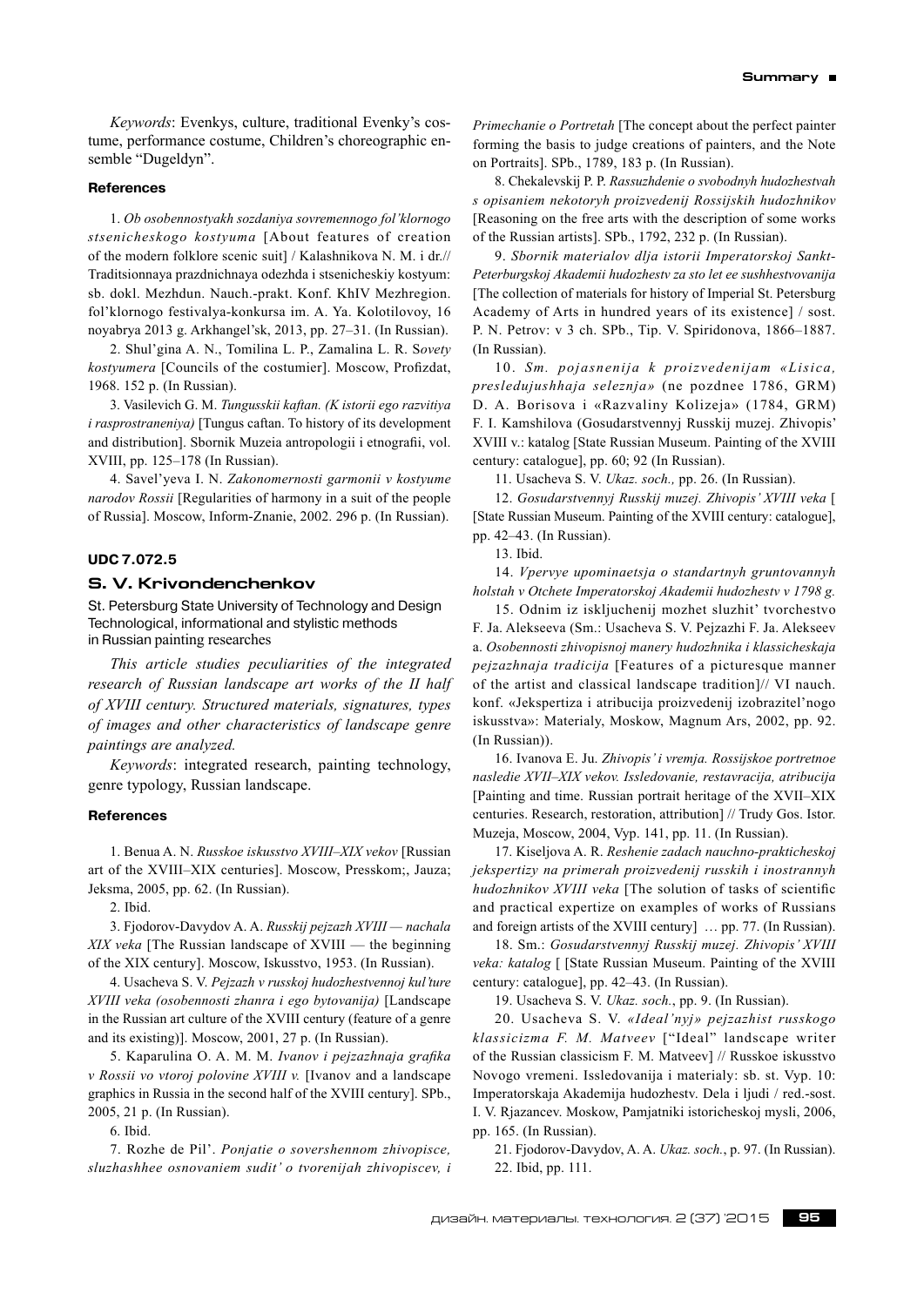*Keywords*: Evenkys, culture, traditional Evenky's costume, performance costume, Children's choreographic ensemble "Dugeldyn".

#### References

1. *Ob osobennostyakh sozdaniya sovremennogo fol'klornogo stsenicheskogo kostyuma* [About features of creation of the modern folklore scenic suit] / Kalashnikova N. M. i dr.// Traditsionnaya prazdnichnaya odezhda i stsenicheskiy kostyum: sb. dokl. Mezhdun. Nauch.-prakt. Konf. KhIV Mezhregion. fol'klornogo festivalya-konkursa im. A. Ya. Kolotilovoy, 16 noyabrya 2013 g. Arkhangel'sk, 2013, pp. 27–31. (In Russian).

2. Shul'gina A. N., Tomilina L. P., Zamalina L. R. S*ovety kostyumera* [Councils of the costumier]. Moscow, Profizdat, 1968. 152 p. (In Russian).

3. Vasilevich G. M. *Tungusskii kaftan. (K istorii ego razvitiya i rasprostraneniya)* [Tungus caftan. To history of its development and distribution]. Sbornik Muzeia antropologii i etnografii, vol. XVIII, pp. 125–178 (In Russian).

4. Savel'yeva I. N. *Zakonomernosti garmonii v kostyume narodov Rossii* [Regularities of harmony in a suit of the people of Russia]. Moscow, Inform-Znanie, 2002. 296 p. (In Russian).

#### UDC 7.072.5

### S. V. Krivondenchenkov

St. Petersburg State University of Technology and Design
Technological, informational and stylistic methods in Russian painting researches

*This article studies peculiarities of the integrated research of Russian landscape art works of the II half of XVIII century. Structured materials, signatures, types of images and other characteristics of landscape genre paintings are analyzed.*

*Keywords*: integrated research, painting technology, genre typology, Russian landscape.

#### References

1. Benua A. N. *Russkoe iskusstvo XVIII–XIX vekov* [Russian art of the XVIII–XIX centuries]. Moscow, Presskom;, Jauza; Jeksma, 2005, pp. 62. (In Russian).

2. Ibid.

3. Fjodorov-Davydov A. A. *Russkij pejzazh XVIII — nachala XIX veka* [The Russian landscape of XVIII — the beginning of the XIX century]. Moscow, Iskusstvo, 1953. (In Russian).

4. Usacheva S. V. *Pejzazh v russkoj hudozhestvennoj kul'ture XVIII veka (osobennosti zhanra i ego bytovanija)* [Landscape in the Russian art culture of the XVIII century (feature of a genre and its existing)]. Moscow, 2001, 27 p. (In Russian).

5. Kaparulina O. A. M. M. *Ivanov i pejzazhnaja grafika v Rossii vo vtoroj polovine XVIII v.* [Ivanov and a landscape graphics in Russia in the second half of the XVIII century]. SPb., 2005, 21 p. (In Russian).

6. Ibid.

7. Rozhe de Pil'. *Ponjatie o sovershennom zhivopisce, sluzhashhee osnovaniem sudit' o tvorenijah zhivopiscev, i Primechanie o Portretah* [The concept about the perfect painter forming the basis to judge creations of painters, and the Note on Portraits]. SPb., 1789, 183 p. (In Russian).

8. Chekalevskij P. P. *Rassuzhdenie o svobodnyh hudozhestvah s opisaniem nekotoryh proizvedenij Rossijskih hudozhnikov* [Reasoning on the free arts with the description of some works of the Russian artists]. SPb., 1792, 232 p. (In Russian).

9. *Sbornik materialov dlja istorii Imperatorskoj Sankt-Peterburgskoj Akademii hudozhestv za sto let ee sushhestvovanija* [The collection of materials for history of Imperial St. Petersburg Academy of Arts in hundred years of its existence] / sost. P. N. Petrov: v 3 ch. SPb., Tip. V. Spiridonova, 1866–1887. (In Russian).

10. *Sm. pojasnenija k proizvedenijam «Lisica, presledujushhaja seleznja»* (ne pozdnee 1786, GRM) D. A. Borisova i «Razvaliny Kolizeja» (1784, GRM) F. I. Kamshilova (Gosudarstvennyj Russkij muzej. Zhivopis' XVIII v.: katalog [State Russian Museum. Painting of the XVIII century: catalogue], pp. 60; 92 (In Russian).

11. Usacheva S. V. *Ukaz. soch.,* pp. 26. (In Russian).

12. *Gosudarstvennyj Russkij muzej. Zhivopis' XVIII veka* [ [State Russian Museum. Painting of the XVIII century: catalogue], pp. 42–43. (In Russian).

13. Ibid.

14. *Vpervye upominaetsja o standartnyh gruntovannyh holstah v Otchete Imperatorskoj Akademii hudozhestv v 1798 g.*

15. Odnim iz iskljuchenij mozhet sluzhit' tvorchestvo F. Ja. Alekseeva (Sm.: Usacheva S. V. Pejzazhi F. Ja. Alekseev a. *Osobennosti zhivopisnoj manery hudozhnika i klassicheskaja pejzazhnaja tradicija* [Features of a picturesque manner of the artist and classical landscape tradition]// VI nauch. konf. «Jekspertiza i atribucija proizvedenij izobrazitel'nogo iskusstva»: Materialy, Moskow, Magnum Ars, 2002, pp. 92. (In Russian)).

16. Ivanova E. Ju. *Zhivopis' i vremja. Rossijskoe portretnoe nasledie XVII–XIX vekov. Issledovanie, restavracija, atribucija* [Painting and time. Russian portrait heritage of the XVII–XIX centuries. Research, restoration, attribution] // Trudy Gos. Istor. Muzeja, Moscow, 2004, Vyp. 141, pp. 11. (In Russian).

17. Kiseljova A. R. *Reshenie zadach nauchno-prakticheskoj jekspertizy na primerah proizvedenij russkih i inostrannyh hudozhnikov XVIII veka* [The solution of tasks of scientific and practical expertize on examples of works of Russians and foreign artists of the XVIII century] … pp. 77. (In Russian).

18. Sm.: *Gosudarstvennyj Russkij muzej. Zhivopis' XVIII veka: katalog* [ [State Russian Museum. Painting of the XVIII century: catalogue], pp. 42–43. (In Russian).

19. Usacheva S. V. *Ukaz. soch.*, pp. 9. (In Russian).

20. Usacheva S. V. *«Ideal'nyj» pejzazhist russkogo klassicizma F. M. Matveev* ["Ideal" landscape writer of the Russian classicism F. M. Matveev] // Russkoe iskusstvo Novogo vremeni. Issledovanija i materialy: sb. st. Vyp. 10: Imperatorskaja Akademija hudozhestv. Dela i ljudi / red.-sost. I. V. Rjazancev. Moskow, Pamjatniki istoricheskoj mysli, 2006, pp. 165. (In Russian).

21. Fjodorov-Davydov, A. A. *Ukaz. soch.*, p. 97. (In Russian).

22. Ibid, pp. 111.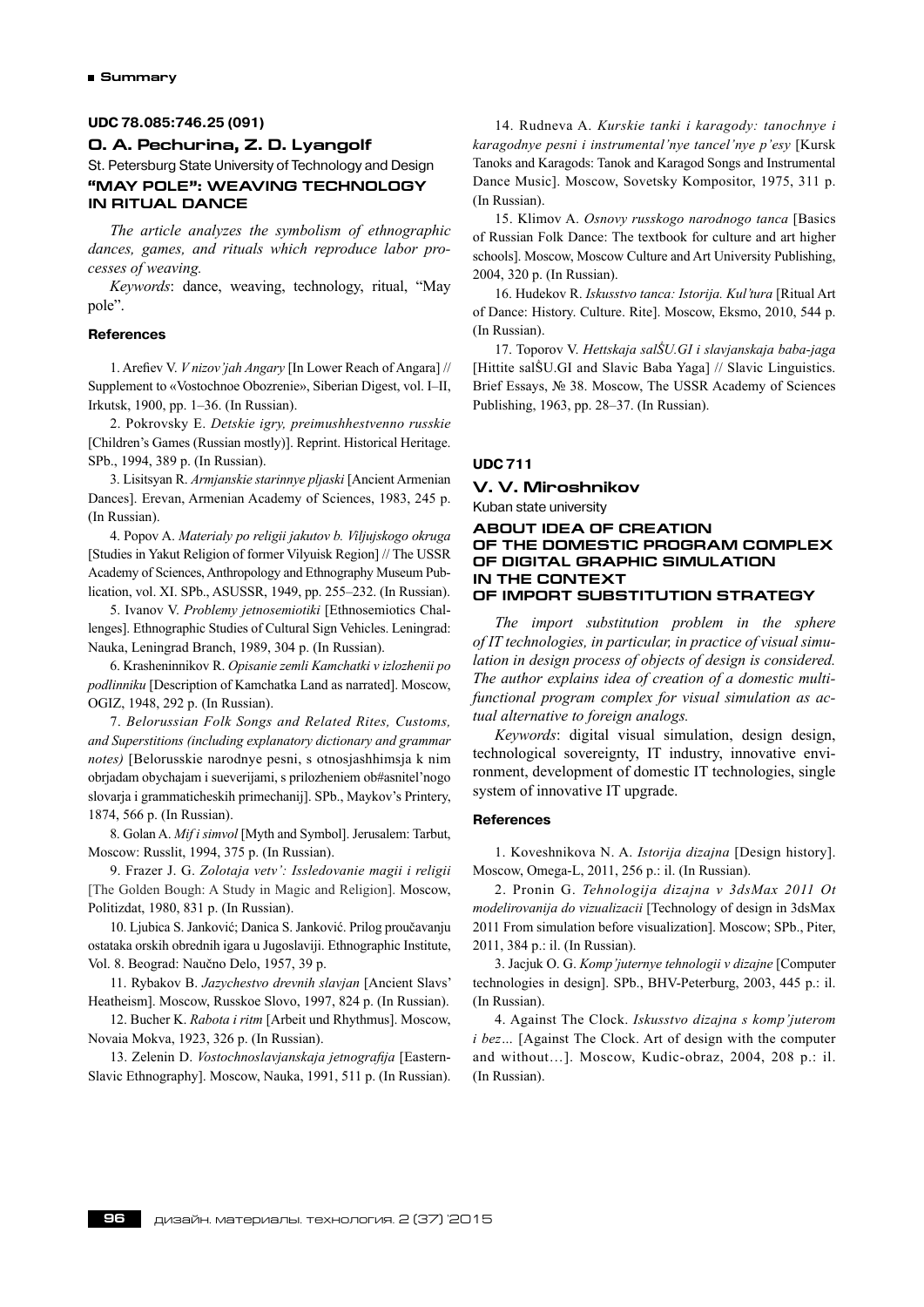UDC 78.085:746.25 (091)

## O. A. Pechurina, Z. D. Lyangolf

St. Petersburg State University of Technology and Design

### "MAY POLE": WEAVING TECHNOLOGY IN RITUAL DANCE

*The article analyzes the symbolism of ethnographic dances, games, and rituals which reproduce labor processes of weaving.*

*Keywords*: dance, weaving, technology, ritual, "May pole".

#### References

1. Arefiev V. *V nizov'jah Angary* [In Lower Reach of Angara] // Supplement to «Vostochnoe Obozrenie», Siberian Digest, vol. I–II, Irkutsk, 1900, pp. 1–36. (In Russian).

2. Pokrovsky E. *Detskie igry, preimushhestvenno russkie* [Children's Games (Russian mostly)]. Reprint. Historical Heritage. SPb., 1994, 389 p. (In Russian).

3. Lisitsyan R. *Armjanskie starinnye pljaski* [Ancient Armenian Dances]. Erevan, Armenian Academy of Sciences, 1983, 245 p. (In Russian).

4. Popov A. *Materialy po religii jakutov b. Viljujskogo okruga* [Studies in Yakut Religion of former Vilyuisk Region] // The USSR Academy of Sciences, Anthropology and Ethnography Museum Publication, vol. XI. SPb., ASUSSR, 1949, pp. 255–232. (In Russian).

5. Ivanov V. *Problemy jetnosemiotiki* [Ethnosemiotics Challenges]. Ethnographic Studies of Cultural Sign Vehicles. Leningrad: Nauka, Leningrad Branch, 1989, 304 p. (In Russian).

6. Krasheninnikov R. *Opisanie zemli Kamchatki v izlozhenii po podlinniku* [Description of Kamchatka Land as narrated]. Moscow, OGIZ, 1948, 292 p. (In Russian).

7. *Belorussian Folk Songs and Related Rites, Customs, and Superstitions (including explanatory dictionary and grammar notes)* [Belorusskie narodnye pesni, s otnosjashhimsja k nim obrjadam obychajam i sueverijami, s prilozheniem ob#asnitel'nogo slovarja i grammaticheskih primechanij]. SPb., Maykov's Printery, 1874, 566 p. (In Russian).

8. Golan A. *Mif i simvol* [Myth and Symbol]. Jerusalem: Tarbut, Moscow: Russlit, 1994, 375 p. (In Russian).

9. Frazer J. G. *Zolotaja vetv': Issledovanie magii i religii* [The Golden Bough: A Study in Magic and Religion]. Moscow, Politizdat, 1980, 831 p. (In Russian).

10. Ljubica S. Janković; Danica S. Janković. Prilog proučavanju ostataka orskih obrednih igara u Jugoslaviji. Ethnographic Institute, Vol. 8. Beograd: Naučno Delo, 1957, 39 p.

11. Rybakov B. *Jazychestvo drevnih slavjan* [Ancient Slavs' Heatheism]. Moscow, Russkoe Slovo, 1997, 824 p. (In Russian).

12. Bucher K. *Rabota i ritm* [Arbeit und Rhythmus]. Moscow, Novaia Mokva, 1923, 326 p. (In Russian).

13. Zelenin D. *Vostochnoslavjanskaja jetnografija* [Eastern-Slavic Ethnography]. Moscow, Nauka, 1991, 511 p. (In Russian).

14. Rudneva A. *Kurskie tanki i karagody: tanochnye i karagodnye pesni i instrumental'nye tancel'nye p'esy* [Kursk Tanoks and Karagods: Tanok and Karagod Songs and Instrumental Dance Music]. Moscow, Sovetsky Kompositor, 1975, 311 p. (In Russian).

15. Klimov A. *Osnovy russkogo narodnogo tanca* [Basics of Russian Folk Dance: The textbook for culture and art higher schools]. Moscow, Moscow Culture and Art University Publishing, 2004, 320 p. (In Russian).

16. Hudekov R. *Iskusstvo tanca: Istorija. Kul'tura* [Ritual Art of Dance: History. Culture. Rite]. Moscow, Eksmo, 2010, 544 p. (In Russian).

17. Toporov V. *Hettskaja salŠU.GI i slavjanskaja baba-jaga* [Hittite salŠU.GI and Slavic Baba Yaga] // Slavic Linguistics. Brief Essays, № 38. Moscow, The USSR Academy of Sciences Publishing, 1963, pp. 28–37. (In Russian).

UDC 711

## V. V. Miroshnikov

Kuban state university

### ABOUT IDEA OF CREATION OF THE DOMESTIC PROGRAM COMPLEX OF DIGITAL GRAPHIC SIMULATION IN THE CONTEXT OF IMPORT SUBSTITUTION STRATEGY

*The import substitution problem in the sphere of IT technologies, in particular, in practice of visual simulation in design process of objects of design is considered. The author explains idea of creation of a domestic multifunctional program complex for visual simulation as actual alternative to foreign analogs.*

*Keywords*: digital visual simulation, design design, technological sovereignty, IT industry, innovative environment, development of domestic IT technologies, single system of innovative IT upgrade.

#### References

1. Koveshnikova N. A. *Istorija dizajna* [Design history]. Moscow, Omega-L, 2011, 256 p.: il. (In Russian).

2. Pronin G. *Tehnologija dizajna v 3dsMax 2011 Ot modelirovanija do vizualizacii* [Technology of design in 3dsMax 2011 From simulation before visualization]. Moscow; SPb., Piter, 2011, 384 p.: il. (In Russian).

3. Jacjuk O. G. *Komp'juternye tehnologii v dizajne* [Computer technologies in design]. SPb., BHV-Peterburg, 2003, 445 p.: il. (In Russian).

4. Against The Clock. *Iskusstvo dizajna s komp'juterom i bez…* [Against The Clock. Art of design with the computer and without…]. Moscow, Kudic-obraz, 2004, 208 p.: il. (In Russian).